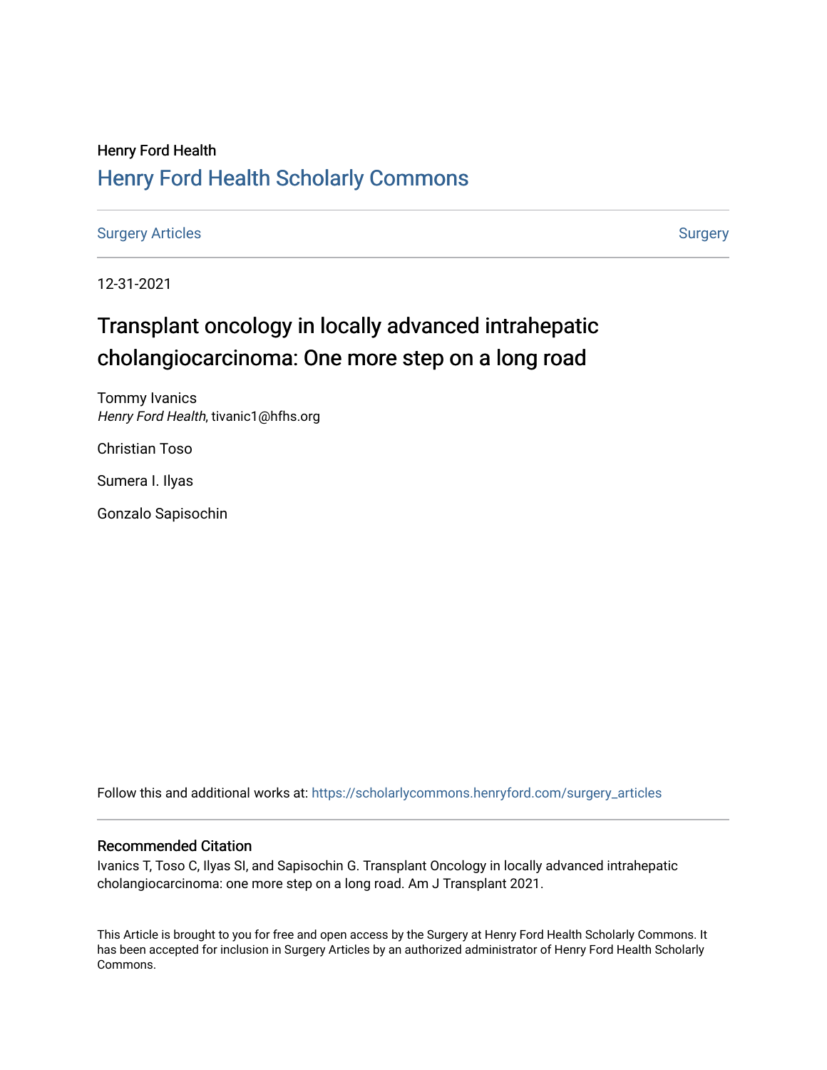Henry Ford Health

# Henry Ford Health Scholarly Commons

Surgery Articles | Surgery

12-31-2021

## Transplant oncology in locally advanced intrahepatic cholangiocarcinoma: One more step on a long road

Tommy Ivanics
*Henry Ford Health*, tivanic1@hfhs.org

Christian Toso

Sumera I. Ilyas

Gonzalo Sapisochin

Follow this and additional works at: https://scholarlycommons.henryford.com/surgery_articles

### Recommended Citation

Ivanics T, Toso C, Ilyas SI, and Sapisochin G. Transplant Oncology in locally advanced intrahepatic cholangiocarcinoma: one more step on a long road. Am J Transplant 2021.

This Article is brought to you for free and open access by the Surgery at Henry Ford Health Scholarly Commons. It has been accepted for inclusion in Surgery Articles by an authorized administrator of Henry Ford Health Scholarly Commons.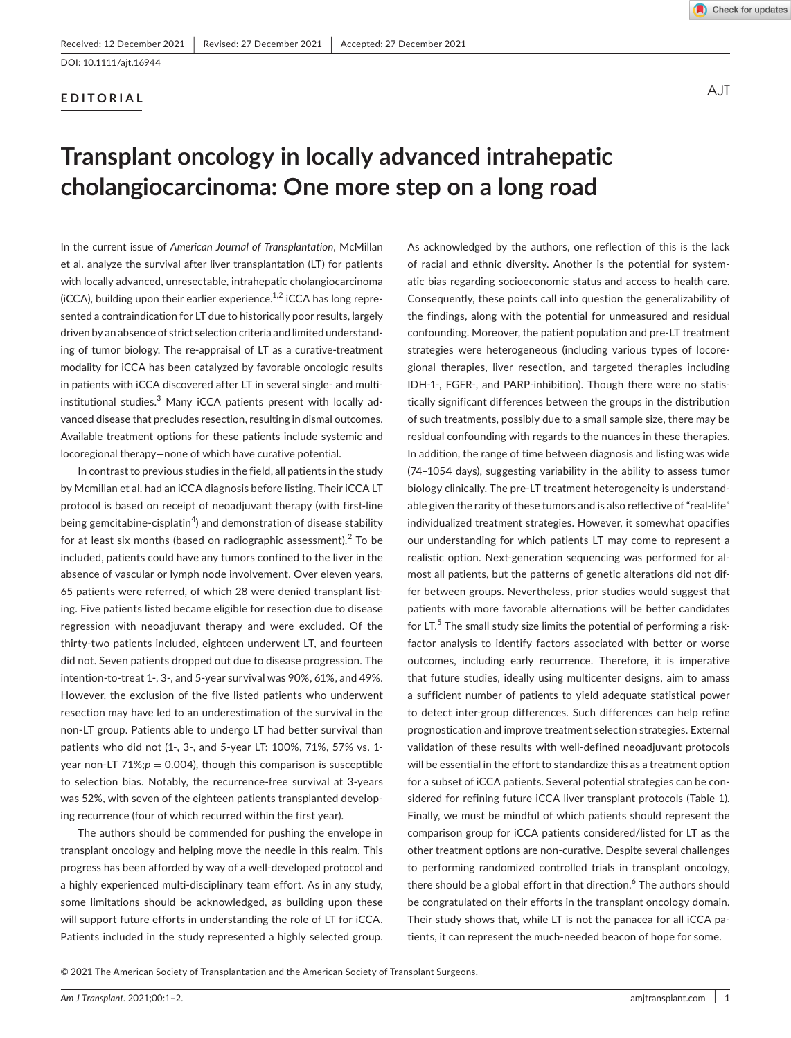Received: 12 December 2021 | Revised: 27 December 2021 | Accepted: 27 December 2021

DOI: 10.1111/ajt.16944

**EDITORIAL**

# Transplant oncology in locally advanced intrahepatic cholangiocarcinoma: One more step on a long road

In the current issue of *American Journal of Transplantation*, McMillan et al. analyze the survival after liver transplantation (LT) for patients with locally advanced, unresectable, intrahepatic cholangiocarcinoma (iCCA), building upon their earlier experience.[1,2] iCCA has long represented a contraindication for LT due to historically poor results, largely driven by an absence of strict selection criteria and limited understanding of tumor biology. The re-appraisal of LT as a curative-treatment modality for iCCA has been catalyzed by favorable oncologic results in patients with iCCA discovered after LT in several single- and multi-institutional studies.[3] Many iCCA patients present with locally advanced disease that precludes resection, resulting in dismal outcomes. Available treatment options for these patients include systemic and locoregional therapy—none of which have curative potential.

In contrast to previous studies in the field, all patients in the study by Mcmillan et al. had an iCCA diagnosis before listing. Their iCCA LT protocol is based on receipt of neoadjuvant therapy (with first-line being gemcitabine-cisplatin[4]) and demonstration of disease stability for at least six months (based on radiographic assessment).[2] To be included, patients could have any tumors confined to the liver in the absence of vascular or lymph node involvement. Over eleven years, 65 patients were referred, of which 28 were denied transplant listing. Five patients listed became eligible for resection due to disease regression with neoadjuvant therapy and were excluded. Of the thirty-two patients included, eighteen underwent LT, and fourteen did not. Seven patients dropped out due to disease progression. The intention-to-treat 1-, 3-, and 5-year survival was 90%, 61%, and 49%. However, the exclusion of the five listed patients who underwent resection may have led to an underestimation of the survival in the non-LT group. Patients able to undergo LT had better survival than patients who did not (1-, 3-, and 5-year LT: 100%, 71%, 57% vs. 1-year non-LT 71%;$p = 0.004$), though this comparison is susceptible to selection bias. Notably, the recurrence-free survival at 3-years was 52%, with seven of the eighteen patients transplanted developing recurrence (four of which recurred within the first year).

The authors should be commended for pushing the envelope in transplant oncology and helping move the needle in this realm. This progress has been afforded by way of a well-developed protocol and a highly experienced multi-disciplinary team effort. As in any study, some limitations should be acknowledged, as building upon these will support future efforts in understanding the role of LT for iCCA. Patients included in the study represented a highly selected group. As acknowledged by the authors, one reflection of this is the lack of racial and ethnic diversity. Another is the potential for systematic bias regarding socioeconomic status and access to health care. Consequently, these points call into question the generalizability of the findings, along with the potential for unmeasured and residual confounding. Moreover, the patient population and pre-LT treatment strategies were heterogeneous (including various types of locoregional therapies, liver resection, and targeted therapies including IDH-1-, FGFR-, and PARP-inhibition). Though there were no statistically significant differences between the groups in the distribution of such treatments, possibly due to a small sample size, there may be residual confounding with regards to the nuances in these therapies. In addition, the range of time between diagnosis and listing was wide (74–1054 days), suggesting variability in the ability to assess tumor biology clinically. The pre-LT treatment heterogeneity is understandable given the rarity of these tumors and is also reflective of "real-life" individualized treatment strategies. However, it somewhat opacifies our understanding for which patients LT may come to represent a realistic option. Next-generation sequencing was performed for almost all patients, but the patterns of genetic alterations did not differ between groups. Nevertheless, prior studies would suggest that patients with more favorable alternations will be better candidates for LT.[5] The small study size limits the potential of performing a risk-factor analysis to identify factors associated with better or worse outcomes, including early recurrence. Therefore, it is imperative that future studies, ideally using multicenter designs, aim to amass a sufficient number of patients to yield adequate statistical power to detect inter-group differences. Such differences can help refine prognostication and improve treatment selection strategies. External validation of these results with well-defined neoadjuvant protocols will be essential in the effort to standardize this as a treatment option for a subset of iCCA patients. Several potential strategies can be considered for refining future iCCA liver transplant protocols (Table 1). Finally, we must be mindful of which patients should represent the comparison group for iCCA patients considered/listed for LT as the other treatment options are non-curative. Despite several challenges to performing randomized controlled trials in transplant oncology, there should be a global effort in that direction.[6] The authors should be congratulated on their efforts in the transplant oncology domain. Their study shows that, while LT is not the panacea for all iCCA patients, it can represent the much-needed beacon of hope for some.

© 2021 The American Society of Transplantation and the American Society of Transplant Surgeons.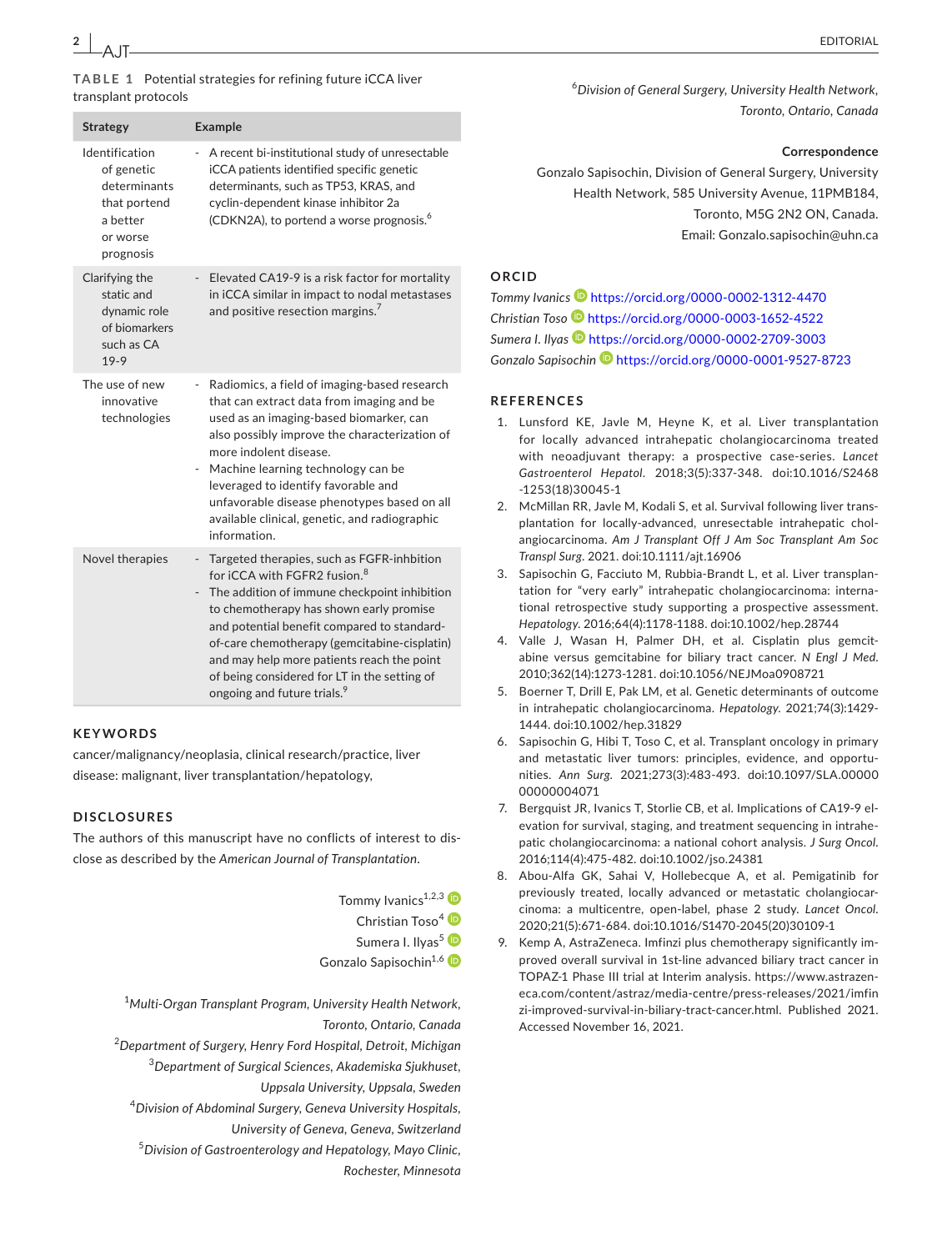**TABLE 1** Potential strategies for refining future iCCA liver transplant protocols

| Strategy | Example |
|---|---|
| Identification of genetic determinants that portend a better or worse prognosis | - A recent bi-institutional study of unresectable iCCA patients identified specific genetic determinants, such as TP53, KRAS, and cyclin-dependent kinase inhibitor 2a (CDKN2A), to portend a worse prognosis.[6] |
| Clarifying the static and dynamic role of biomarkers such as CA 19-9 | - Elevated CA19-9 is a risk factor for mortality in iCCA similar in impact to nodal metastases and positive resection margins.[7] |
| The use of new innovative technologies | - Radiomics, a field of imaging-based research that can extract data from imaging and be used as an imaging-based biomarker, can also possibly improve the characterization of more indolent disease.<br>- Machine learning technology can be leveraged to identify favorable and unfavorable disease phenotypes based on all available clinical, genetic, and radiographic information. |
| Novel therapies | - Targeted therapies, such as FGFR-inhbition for iCCA with FGFR2 fusion.[8]<br>- The addition of immune checkpoint inhibition to chemotherapy has shown early promise and potential benefit compared to standard-of-care chemotherapy (gemcitabine-cisplatin) and may help more patients reach the point of being considered for LT in the setting of ongoing and future trials.[9] |

## KEYWORDS

cancer/malignancy/neoplasia, clinical research/practice, liver disease: malignant, liver transplantation/hepatology,

## DISCLOSURES

The authors of this manuscript have no conflicts of interest to disclose as described by the *American Journal of Transplantation*.

Tommy Ivanics[1,2,3]
Christian Toso[4]
Sumera I. Ilyas[5]
Gonzalo Sapisochin[1,6]

[1]*Multi-Organ Transplant Program, University Health Network, Toronto, Ontario, Canada*
[2]*Department of Surgery, Henry Ford Hospital, Detroit, Michigan*
[3]*Department of Surgical Sciences, Akademiska Sjukhuset, Uppsala University, Uppsala, Sweden*
[4]*Division of Abdominal Surgery, Geneva University Hospitals, University of Geneva, Geneva, Switzerland*
[5]*Division of Gastroenterology and Hepatology, Mayo Clinic, Rochester, Minnesota*
[6]*Division of General Surgery, University Health Network, Toronto, Ontario, Canada*

**Correspondence**
Gonzalo Sapisochin, Division of General Surgery, University Health Network, 585 University Avenue, 11PMB184, Toronto, M5G 2N2 ON, Canada.
Email: Gonzalo.sapisochin@uhn.ca

## ORCID

*Tommy Ivanics* https://orcid.org/0000-0002-1312-4470
*Christian Toso* https://orcid.org/0000-0003-1652-4522
*Sumera I. Ilyas* https://orcid.org/0000-0002-2709-3003
*Gonzalo Sapisochin* https://orcid.org/0000-0001-9527-8723

## REFERENCES

1. Lunsford KE, Javle M, Heyne K, et al. Liver transplantation for locally advanced intrahepatic cholangiocarcinoma treated with neoadjuvant therapy: a prospective case-series. *Lancet Gastroenterol Hepatol*. 2018;3(5):337-348. doi:10.1016/S2468-1253(18)30045-1
2. McMillan RR, Javle M, Kodali S, et al. Survival following liver transplantation for locally-advanced, unresectable intrahepatic cholangiocarcinoma. *Am J Transplant Off J Am Soc Transplant Am Soc Transpl Surg*. 2021. doi:10.1111/ajt.16906
3. Sapisochin G, Facciuto M, Rubbia-Brandt L, et al. Liver transplantation for "very early" intrahepatic cholangiocarcinoma: international retrospective study supporting a prospective assessment. *Hepatology*. 2016;64(4):1178-1188. doi:10.1002/hep.28744
4. Valle J, Wasan H, Palmer DH, et al. Cisplatin plus gemcitabine versus gemcitabine for biliary tract cancer. *N Engl J Med*. 2010;362(14):1273-1281. doi:10.1056/NEJMoa0908721
5. Boerner T, Drill E, Pak LM, et al. Genetic determinants of outcome in intrahepatic cholangiocarcinoma. *Hepatology*. 2021;74(3):1429-1444. doi:10.1002/hep.31829
6. Sapisochin G, Hibi T, Toso C, et al. Transplant oncology in primary and metastatic liver tumors: principles, evidence, and opportunities. *Ann Surg*. 2021;273(3):483-493. doi:10.1097/SLA.0000000000004071
7. Bergquist JR, Ivanics T, Storlie CB, et al. Implications of CA19-9 elevation for survival, staging, and treatment sequencing in intrahepatic cholangiocarcinoma: a national cohort analysis. *J Surg Oncol*. 2016;114(4):475-482. doi:10.1002/jso.24381
8. Abou-Alfa GK, Sahai V, Hollebecque A, et al. Pemigatinib for previously treated, locally advanced or metastatic cholangiocarcinoma: a multicentre, open-label, phase 2 study. *Lancet Oncol*. 2020;21(5):671-684. doi:10.1016/S1470-2045(20)30109-1
9. Kemp A, AstraZeneca. Imfinzi plus chemotherapy significantly improved overall survival in 1st-line advanced biliary tract cancer in TOPAZ-1 Phase III trial at Interim analysis. https://www.astrazeneca.com/content/astraz/media-centre/press-releases/2021/imfinzi-improved-survival-in-biliary-tract-cancer.html. Published 2021. Accessed November 16, 2021.